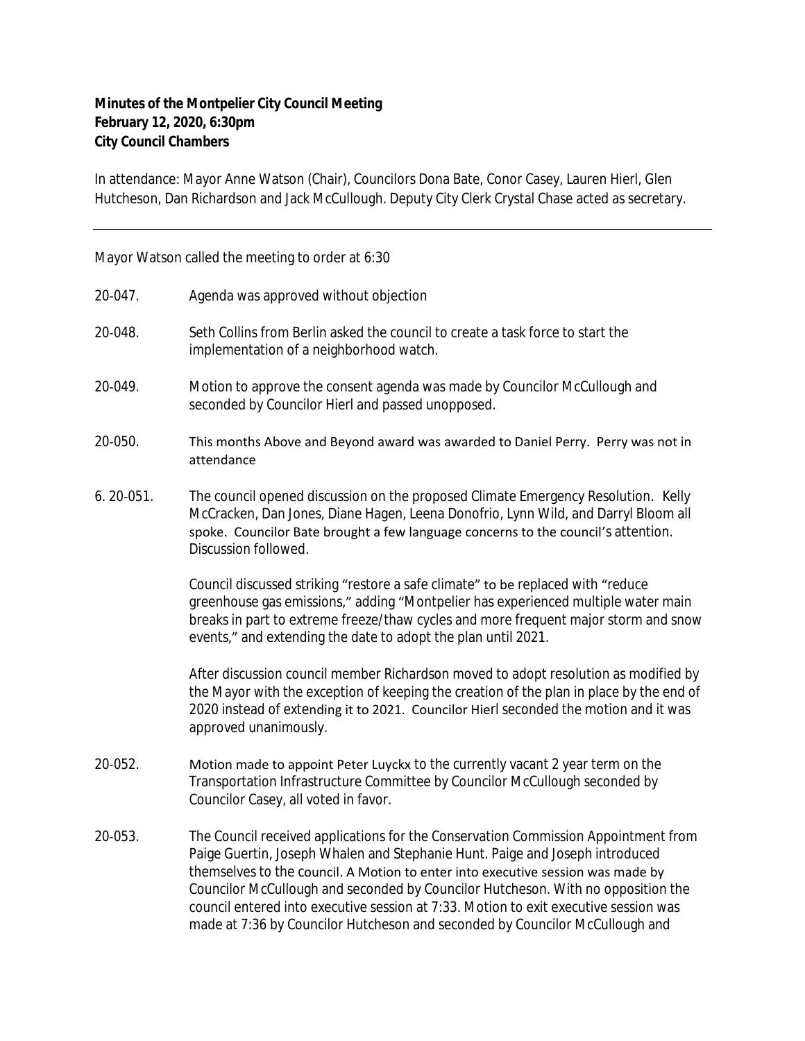**Minutes of the Montpelier City Council Meeting**
**February 12, 2020, 6:30pm**
**City Council Chambers**

In attendance: Mayor Anne Watson (Chair), Councilors Dona Bate, Conor Casey, Lauren Hierl, Glen Hutcheson, Dan Richardson and Jack McCullough. Deputy City Clerk Crystal Chase acted as secretary.

---

Mayor Watson called the meeting to order at 6:30

20-047. Agenda was approved without objection

20-048. Seth Collins from Berlin asked the council to create a task force to start the implementation of a neighborhood watch.

20-049. Motion to approve the consent agenda was made by Councilor McCullough and seconded by Councilor Hierl and passed unopposed.

20-050. This months Above and Beyond award was awarded to Daniel Perry. Perry was not in attendance

6. 20-051. The council opened discussion on the proposed Climate Emergency Resolution. Kelly McCracken, Dan Jones, Diane Hagen, Leena Donofrio, Lynn Wild, and Darryl Bloom all spoke. Councilor Bate brought a few language concerns to the council's attention. Discussion followed.

Council discussed striking "restore a safe climate" to be replaced with "reduce greenhouse gas emissions," adding "Montpelier has experienced multiple water main breaks in part to extreme freeze/thaw cycles and more frequent major storm and snow events," and extending the date to adopt the plan until 2021.

After discussion council member Richardson moved to adopt resolution as modified by the Mayor with the exception of keeping the creation of the plan in place by the end of 2020 instead of extending it to 2021. Councilor Hierl seconded the motion and it was approved unanimously.

20-052. Motion made to appoint Peter Luyckx to the currently vacant 2 year term on the Transportation Infrastructure Committee by Councilor McCullough seconded by Councilor Casey, all voted in favor.

20-053. The Council received applications for the Conservation Commission Appointment from Paige Guertin, Joseph Whalen and Stephanie Hunt. Paige and Joseph introduced themselves to the council. A Motion to enter into executive session was made by Councilor McCullough and seconded by Councilor Hutcheson. With no opposition the council entered into executive session at 7:33. Motion to exit executive session was made at 7:36 by Councilor Hutcheson and seconded by Councilor McCullough and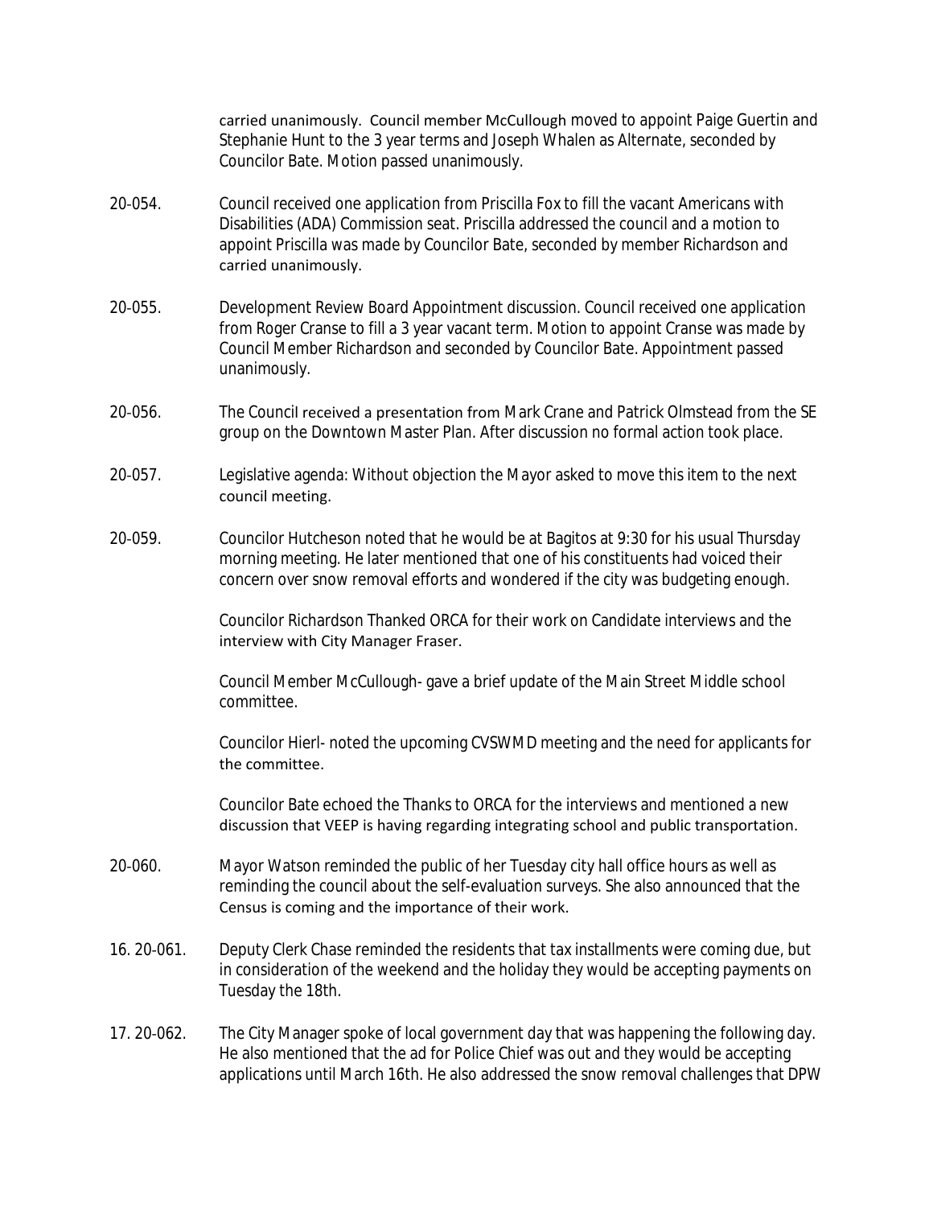carried unanimously. Council member McCullough moved to appoint Paige Guertin and Stephanie Hunt to the 3 year terms and Joseph Whalen as Alternate, seconded by Councilor Bate. Motion passed unanimously.

20-054. Council received one application from Priscilla Fox to fill the vacant Americans with Disabilities (ADA) Commission seat. Priscilla addressed the council and a motion to appoint Priscilla was made by Councilor Bate, seconded by member Richardson and carried unanimously.

20-055. Development Review Board Appointment discussion. Council received one application from Roger Cranse to fill a 3 year vacant term. Motion to appoint Cranse was made by Council Member Richardson and seconded by Councilor Bate. Appointment passed unanimously.

20-056. The Council received a presentation from Mark Crane and Patrick Olmstead from the SE group on the Downtown Master Plan. After discussion no formal action took place.

20-057. Legislative agenda: Without objection the Mayor asked to move this item to the next council meeting.

20-059. Councilor Hutcheson noted that he would be at Bagitos at 9:30 for his usual Thursday morning meeting. He later mentioned that one of his constituents had voiced their concern over snow removal efforts and wondered if the city was budgeting enough.

Councilor Richardson Thanked ORCA for their work on Candidate interviews and the interview with City Manager Fraser.

Council Member McCullough- gave a brief update of the Main Street Middle school committee.

Councilor Hierl- noted the upcoming CVSWMD meeting and the need for applicants for the committee.

Councilor Bate echoed the Thanks to ORCA for the interviews and mentioned a new discussion that VEEP is having regarding integrating school and public transportation.

20-060. Mayor Watson reminded the public of her Tuesday city hall office hours as well as reminding the council about the self-evaluation surveys. She also announced that the Census is coming and the importance of their work.

16. 20-061. Deputy Clerk Chase reminded the residents that tax installments were coming due, but in consideration of the weekend and the holiday they would be accepting payments on Tuesday the 18th.

17. 20-062. The City Manager spoke of local government day that was happening the following day. He also mentioned that the ad for Police Chief was out and they would be accepting applications until March 16th. He also addressed the snow removal challenges that DPW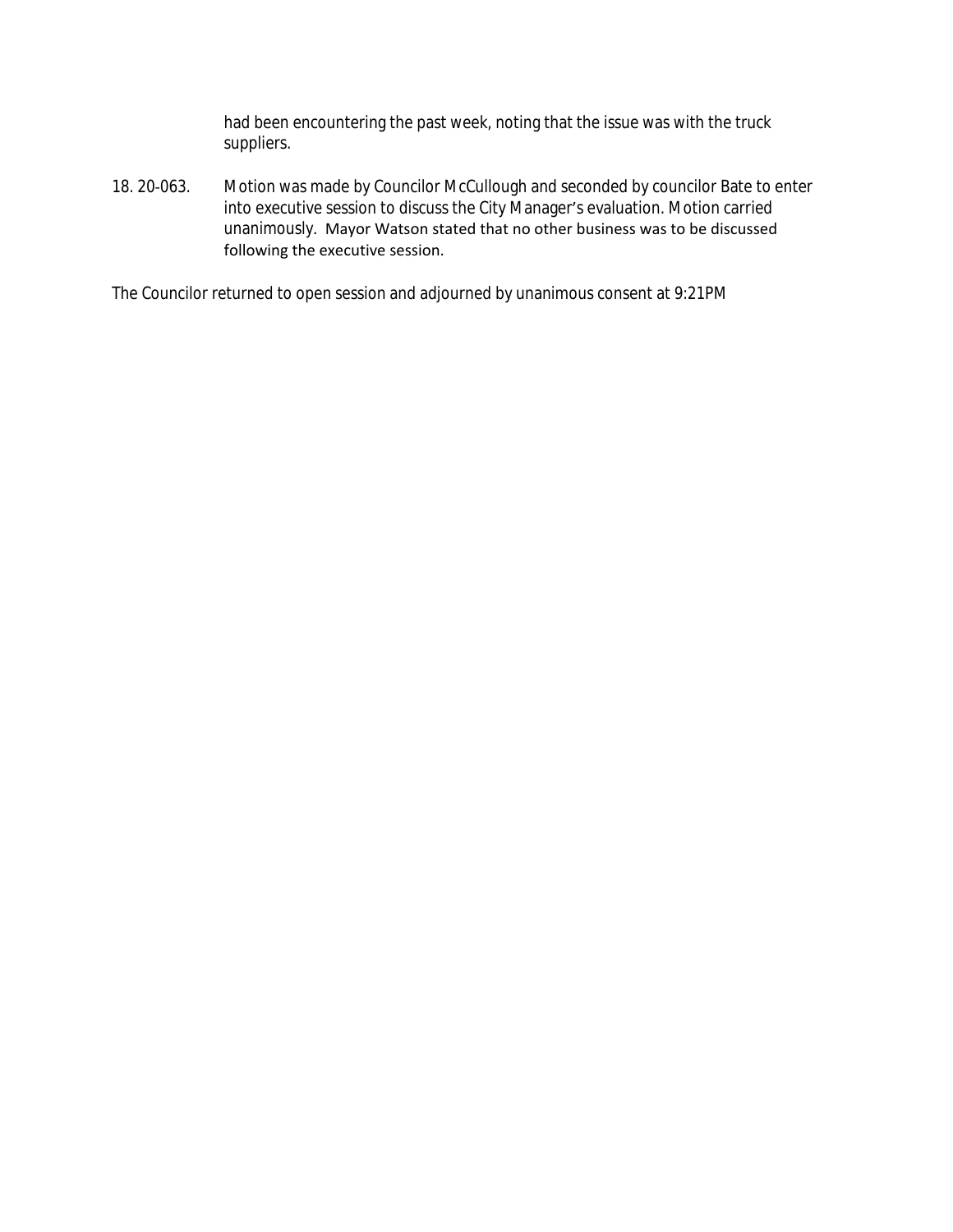had been encountering the past week, noting that the issue was with the truck suppliers.

18. 20-063. Motion was made by Councilor McCullough and seconded by councilor Bate to enter into executive session to discuss the City Manager's evaluation. Motion carried unanimously. Mayor Watson stated that no other business was to be discussed following the executive session.

The Councilor returned to open session and adjourned by unanimous consent at 9:21PM